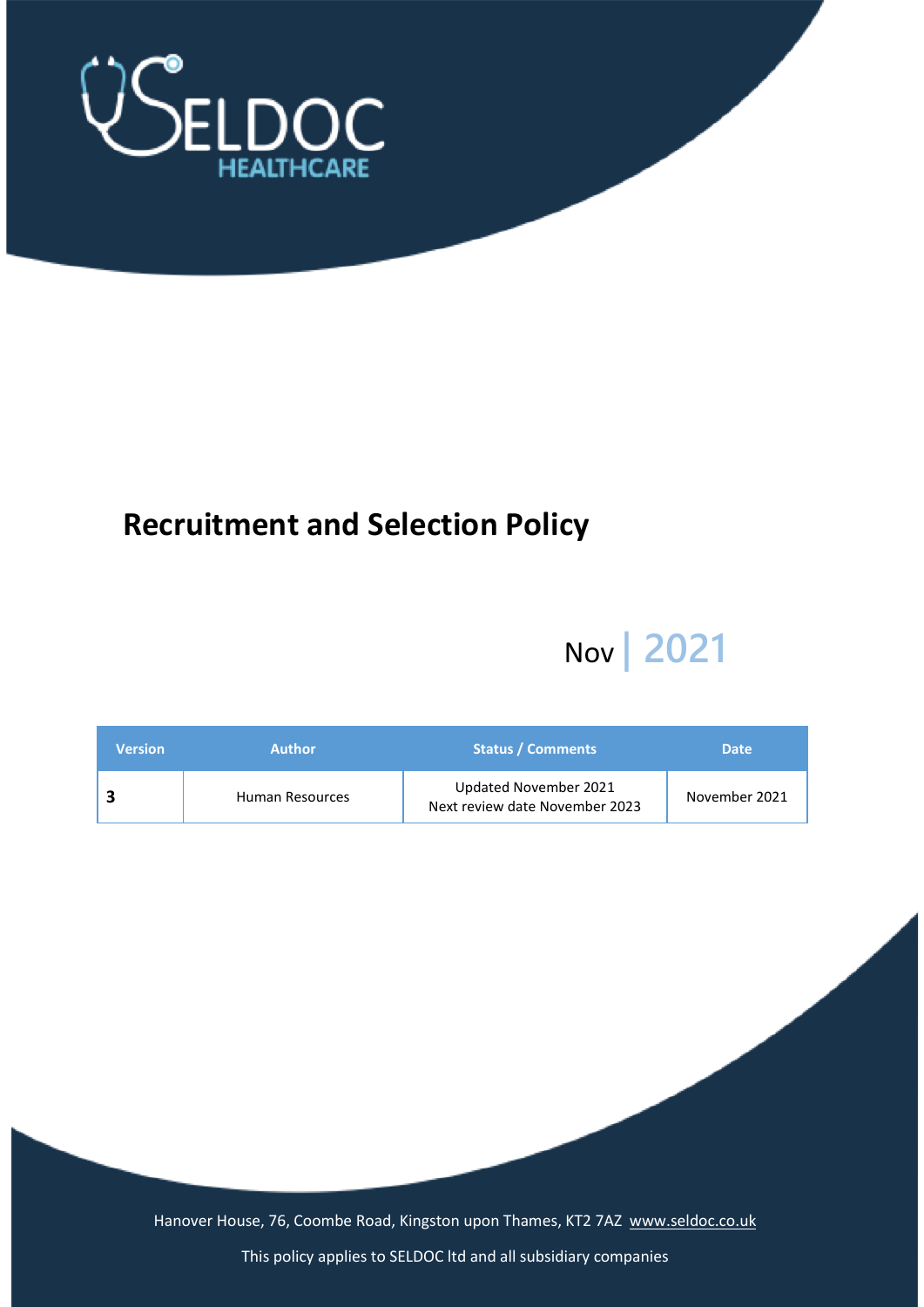SELDOC HEALTHCARE

# Recruitment and Selection Policy

Nov | 2021

| Version | Author | Status / Comments | Date |
|---|---|---|---|
| **3** | Human Resources | Updated November 2021<br>Next review date November 2023 | November 2021 |

Hanover House, 76, Coombe Road, Kingston upon Thames, KT2 7AZ www.seldoc.co.uk

This policy applies to SELDOC ltd and all subsidiary companies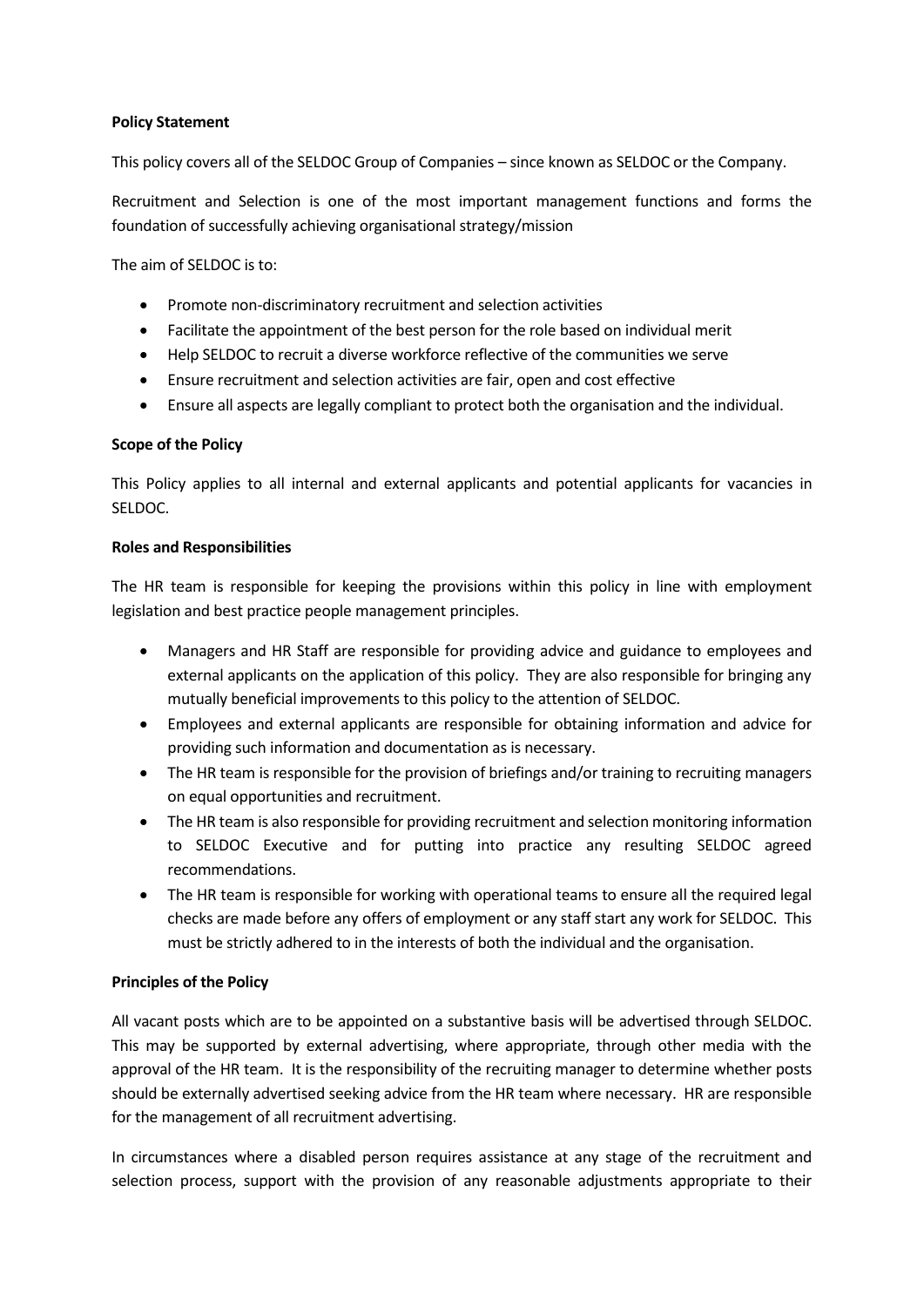**Policy Statement**

This policy covers all of the SELDOC Group of Companies – since known as SELDOC or the Company.

Recruitment and Selection is one of the most important management functions and forms the foundation of successfully achieving organisational strategy/mission

The aim of SELDOC is to:

- Promote non-discriminatory recruitment and selection activities
- Facilitate the appointment of the best person for the role based on individual merit
- Help SELDOC to recruit a diverse workforce reflective of the communities we serve
- Ensure recruitment and selection activities are fair, open and cost effective
- Ensure all aspects are legally compliant to protect both the organisation and the individual.

**Scope of the Policy**

This Policy applies to all internal and external applicants and potential applicants for vacancies in SELDOC.

**Roles and Responsibilities**

The HR team is responsible for keeping the provisions within this policy in line with employment legislation and best practice people management principles.

- Managers and HR Staff are responsible for providing advice and guidance to employees and external applicants on the application of this policy. They are also responsible for bringing any mutually beneficial improvements to this policy to the attention of SELDOC.
- Employees and external applicants are responsible for obtaining information and advice for providing such information and documentation as is necessary.
- The HR team is responsible for the provision of briefings and/or training to recruiting managers on equal opportunities and recruitment.
- The HR team is also responsible for providing recruitment and selection monitoring information to SELDOC Executive and for putting into practice any resulting SELDOC agreed recommendations.
- The HR team is responsible for working with operational teams to ensure all the required legal checks are made before any offers of employment or any staff start any work for SELDOC. This must be strictly adhered to in the interests of both the individual and the organisation.

**Principles of the Policy**

All vacant posts which are to be appointed on a substantive basis will be advertised through SELDOC. This may be supported by external advertising, where appropriate, through other media with the approval of the HR team. It is the responsibility of the recruiting manager to determine whether posts should be externally advertised seeking advice from the HR team where necessary. HR are responsible for the management of all recruitment advertising.

In circumstances where a disabled person requires assistance at any stage of the recruitment and selection process, support with the provision of any reasonable adjustments appropriate to their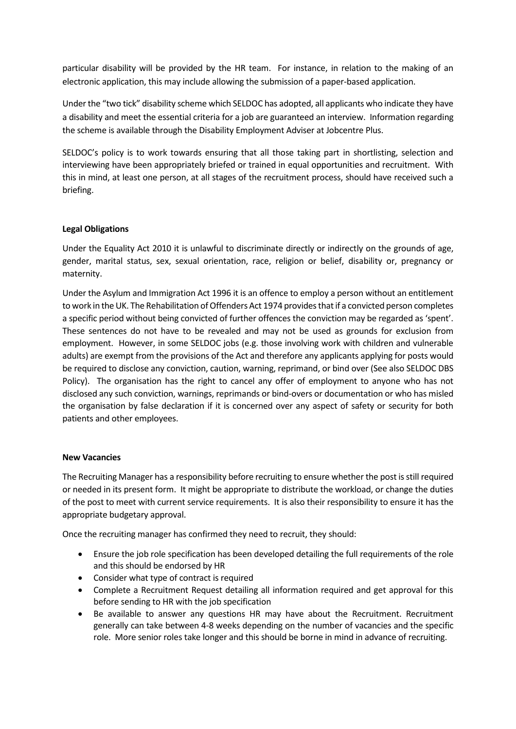particular disability will be provided by the HR team. For instance, in relation to the making of an electronic application, this may include allowing the submission of a paper-based application.

Under the "two tick" disability scheme which SELDOC has adopted, all applicants who indicate they have a disability and meet the essential criteria for a job are guaranteed an interview. Information regarding the scheme is available through the Disability Employment Adviser at Jobcentre Plus.

SELDOC's policy is to work towards ensuring that all those taking part in shortlisting, selection and interviewing have been appropriately briefed or trained in equal opportunities and recruitment. With this in mind, at least one person, at all stages of the recruitment process, should have received such a briefing.

**Legal Obligations**

Under the Equality Act 2010 it is unlawful to discriminate directly or indirectly on the grounds of age, gender, marital status, sex, sexual orientation, race, religion or belief, disability or, pregnancy or maternity.

Under the Asylum and Immigration Act 1996 it is an offence to employ a person without an entitlement to work in the UK. The Rehabilitation of Offenders Act 1974 provides that if a convicted person completes a specific period without being convicted of further offences the conviction may be regarded as 'spent'. These sentences do not have to be revealed and may not be used as grounds for exclusion from employment. However, in some SELDOC jobs (e.g. those involving work with children and vulnerable adults) are exempt from the provisions of the Act and therefore any applicants applying for posts would be required to disclose any conviction, caution, warning, reprimand, or bind over (See also SELDOC DBS Policy). The organisation has the right to cancel any offer of employment to anyone who has not disclosed any such conviction, warnings, reprimands or bind-overs or documentation or who has misled the organisation by false declaration if it is concerned over any aspect of safety or security for both patients and other employees.

**New Vacancies**

The Recruiting Manager has a responsibility before recruiting to ensure whether the post is still required or needed in its present form. It might be appropriate to distribute the workload, or change the duties of the post to meet with current service requirements. It is also their responsibility to ensure it has the appropriate budgetary approval.

Once the recruiting manager has confirmed they need to recruit, they should:

- Ensure the job role specification has been developed detailing the full requirements of the role and this should be endorsed by HR
- Consider what type of contract is required
- Complete a Recruitment Request detailing all information required and get approval for this before sending to HR with the job specification
- Be available to answer any questions HR may have about the Recruitment. Recruitment generally can take between 4-8 weeks depending on the number of vacancies and the specific role. More senior roles take longer and this should be borne in mind in advance of recruiting.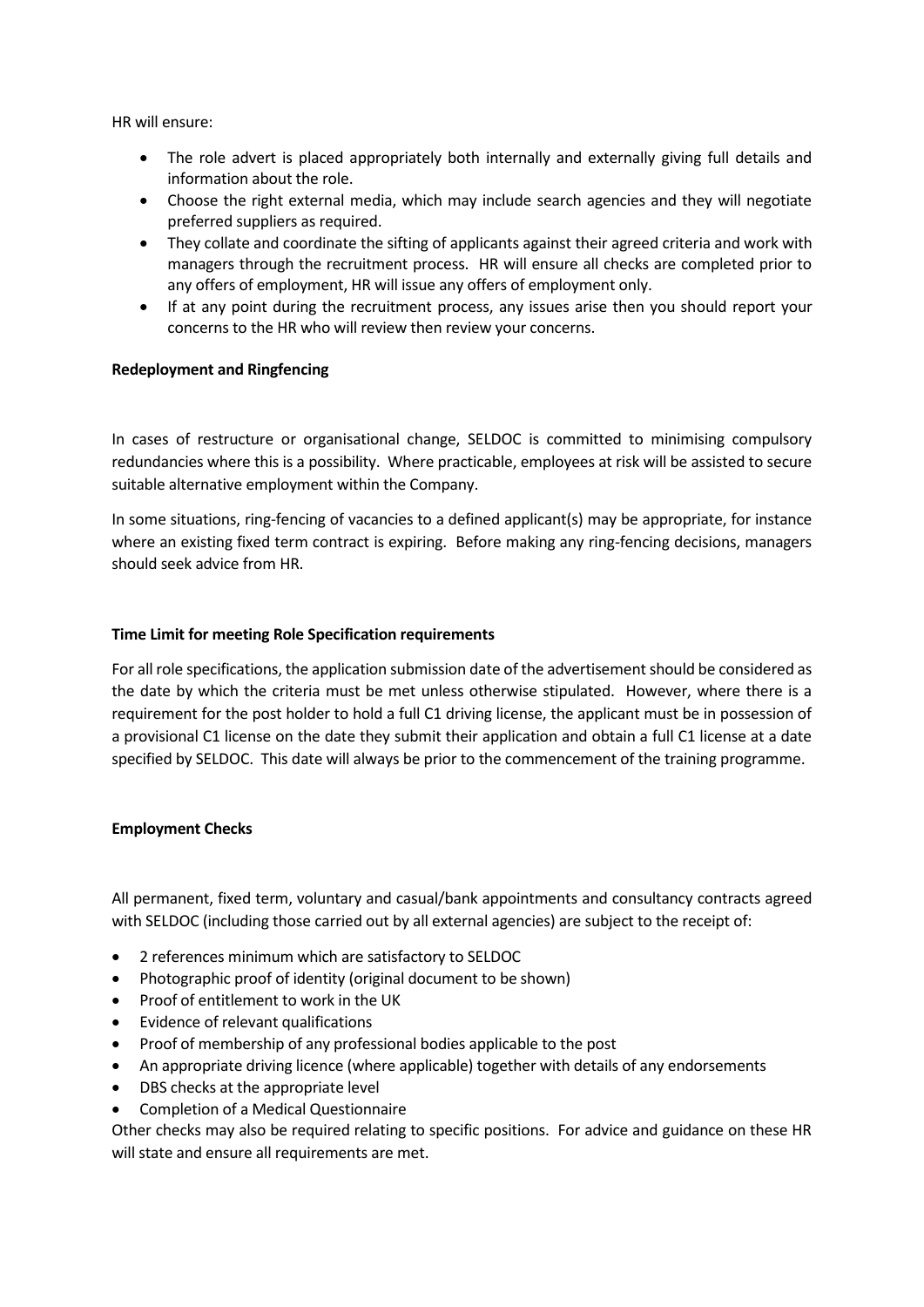HR will ensure:

- The role advert is placed appropriately both internally and externally giving full details and information about the role.
- Choose the right external media, which may include search agencies and they will negotiate preferred suppliers as required.
- They collate and coordinate the sifting of applicants against their agreed criteria and work with managers through the recruitment process. HR will ensure all checks are completed prior to any offers of employment, HR will issue any offers of employment only.
- If at any point during the recruitment process, any issues arise then you should report your concerns to the HR who will review then review your concerns.

**Redeployment and Ringfencing**

In cases of restructure or organisational change, SELDOC is committed to minimising compulsory redundancies where this is a possibility. Where practicable, employees at risk will be assisted to secure suitable alternative employment within the Company.

In some situations, ring-fencing of vacancies to a defined applicant(s) may be appropriate, for instance where an existing fixed term contract is expiring. Before making any ring-fencing decisions, managers should seek advice from HR.

**Time Limit for meeting Role Specification requirements**

For all role specifications, the application submission date of the advertisement should be considered as the date by which the criteria must be met unless otherwise stipulated. However, where there is a requirement for the post holder to hold a full C1 driving license, the applicant must be in possession of a provisional C1 license on the date they submit their application and obtain a full C1 license at a date specified by SELDOC. This date will always be prior to the commencement of the training programme.

**Employment Checks**

All permanent, fixed term, voluntary and casual/bank appointments and consultancy contracts agreed with SELDOC (including those carried out by all external agencies) are subject to the receipt of:

- 2 references minimum which are satisfactory to SELDOC
- Photographic proof of identity (original document to be shown)
- Proof of entitlement to work in the UK
- Evidence of relevant qualifications
- Proof of membership of any professional bodies applicable to the post
- An appropriate driving licence (where applicable) together with details of any endorsements
- DBS checks at the appropriate level
- Completion of a Medical Questionnaire

Other checks may also be required relating to specific positions. For advice and guidance on these HR will state and ensure all requirements are met.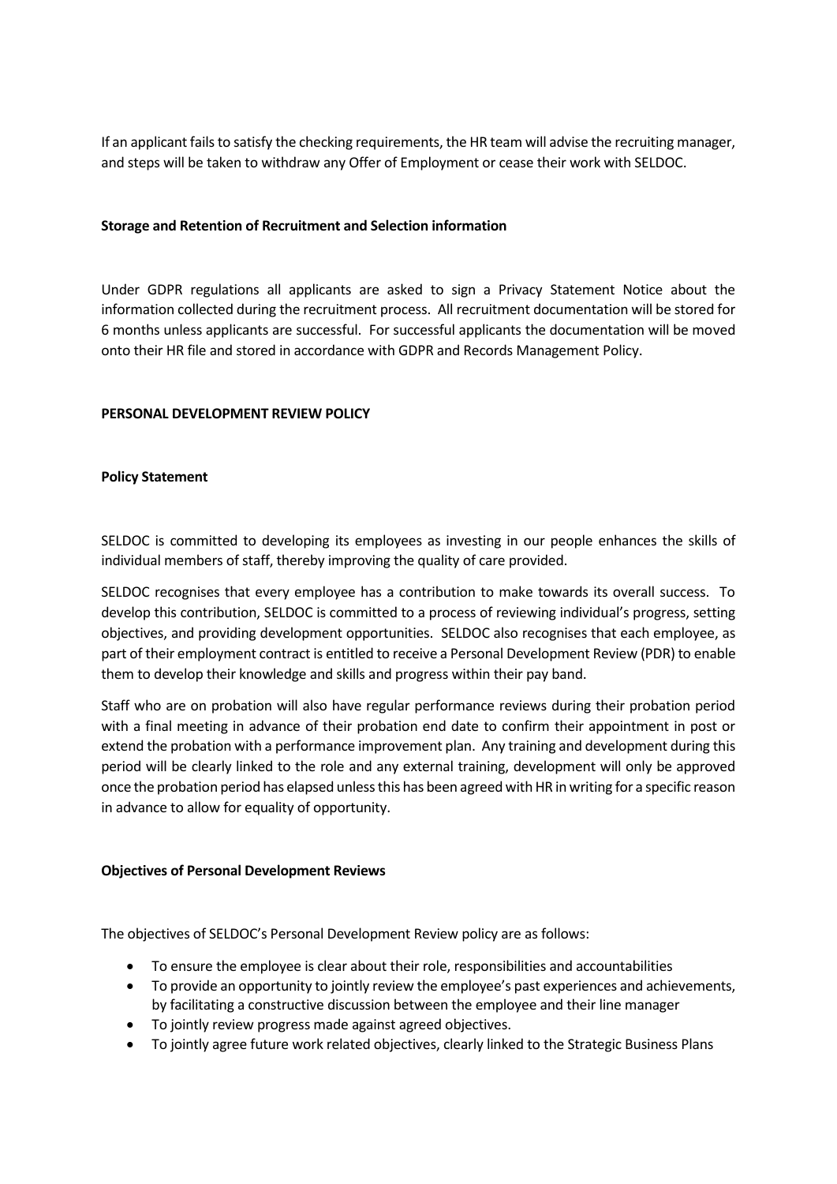If an applicant fails to satisfy the checking requirements, the HR team will advise the recruiting manager, and steps will be taken to withdraw any Offer of Employment or cease their work with SELDOC.

**Storage and Retention of Recruitment and Selection information**

Under GDPR regulations all applicants are asked to sign a Privacy Statement Notice about the information collected during the recruitment process. All recruitment documentation will be stored for 6 months unless applicants are successful. For successful applicants the documentation will be moved onto their HR file and stored in accordance with GDPR and Records Management Policy.

## PERSONAL DEVELOPMENT REVIEW POLICY

**Policy Statement**

SELDOC is committed to developing its employees as investing in our people enhances the skills of individual members of staff, thereby improving the quality of care provided.

SELDOC recognises that every employee has a contribution to make towards its overall success. To develop this contribution, SELDOC is committed to a process of reviewing individual's progress, setting objectives, and providing development opportunities. SELDOC also recognises that each employee, as part of their employment contract is entitled to receive a Personal Development Review (PDR) to enable them to develop their knowledge and skills and progress within their pay band.

Staff who are on probation will also have regular performance reviews during their probation period with a final meeting in advance of their probation end date to confirm their appointment in post or extend the probation with a performance improvement plan. Any training and development during this period will be clearly linked to the role and any external training, development will only be approved once the probation period has elapsed unless this has been agreed with HR in writing for a specific reason in advance to allow for equality of opportunity.

**Objectives of Personal Development Reviews**

The objectives of SELDOC's Personal Development Review policy are as follows:

- To ensure the employee is clear about their role, responsibilities and accountabilities
- To provide an opportunity to jointly review the employee's past experiences and achievements, by facilitating a constructive discussion between the employee and their line manager
- To jointly review progress made against agreed objectives.
- To jointly agree future work related objectives, clearly linked to the Strategic Business Plans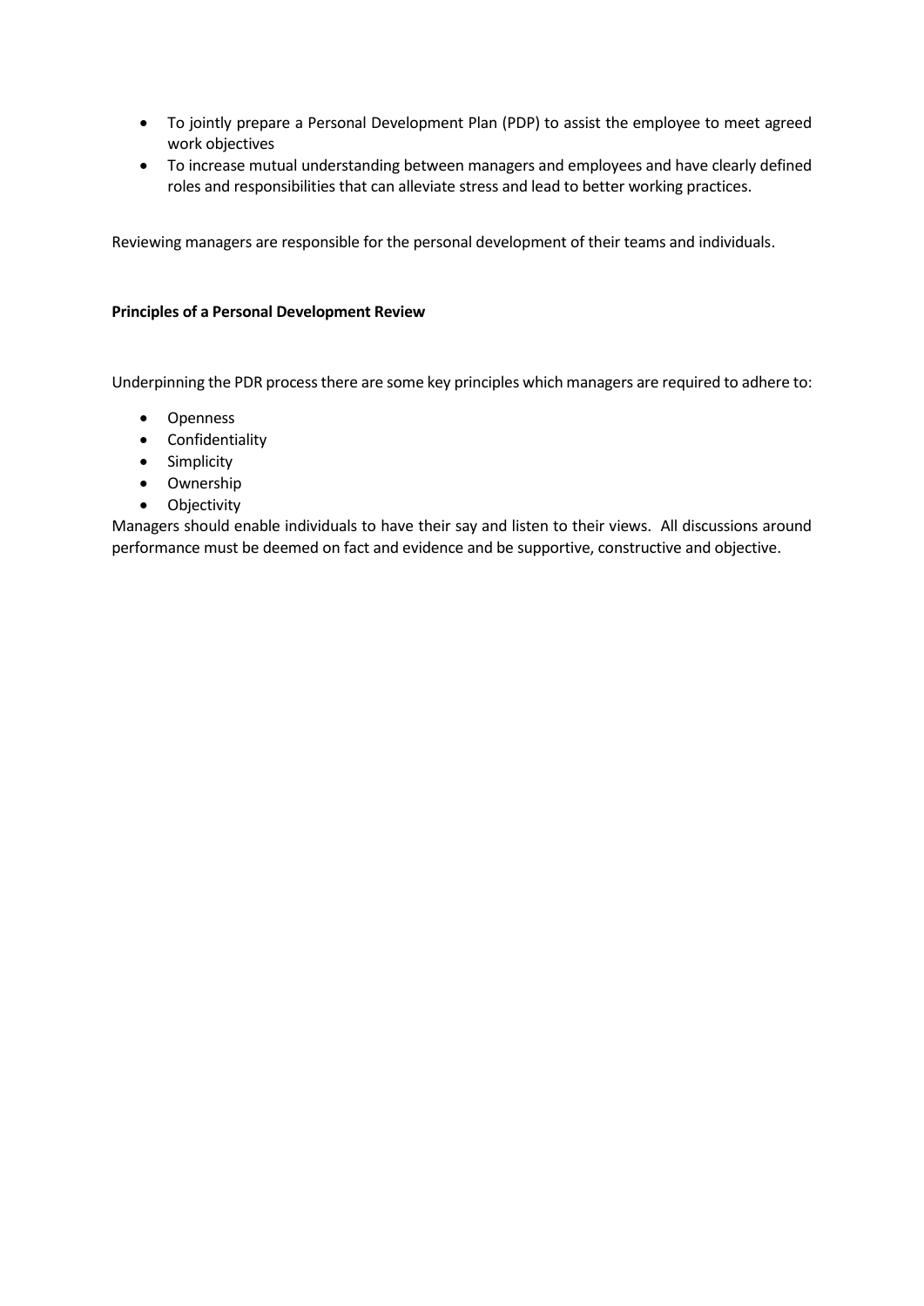- To jointly prepare a Personal Development Plan (PDP) to assist the employee to meet agreed work objectives
- To increase mutual understanding between managers and employees and have clearly defined roles and responsibilities that can alleviate stress and lead to better working practices.

Reviewing managers are responsible for the personal development of their teams and individuals.

**Principles of a Personal Development Review**

Underpinning the PDR process there are some key principles which managers are required to adhere to:

- Openness
- Confidentiality
- Simplicity
- Ownership
- Objectivity

Managers should enable individuals to have their say and listen to their views. All discussions around performance must be deemed on fact and evidence and be supportive, constructive and objective.